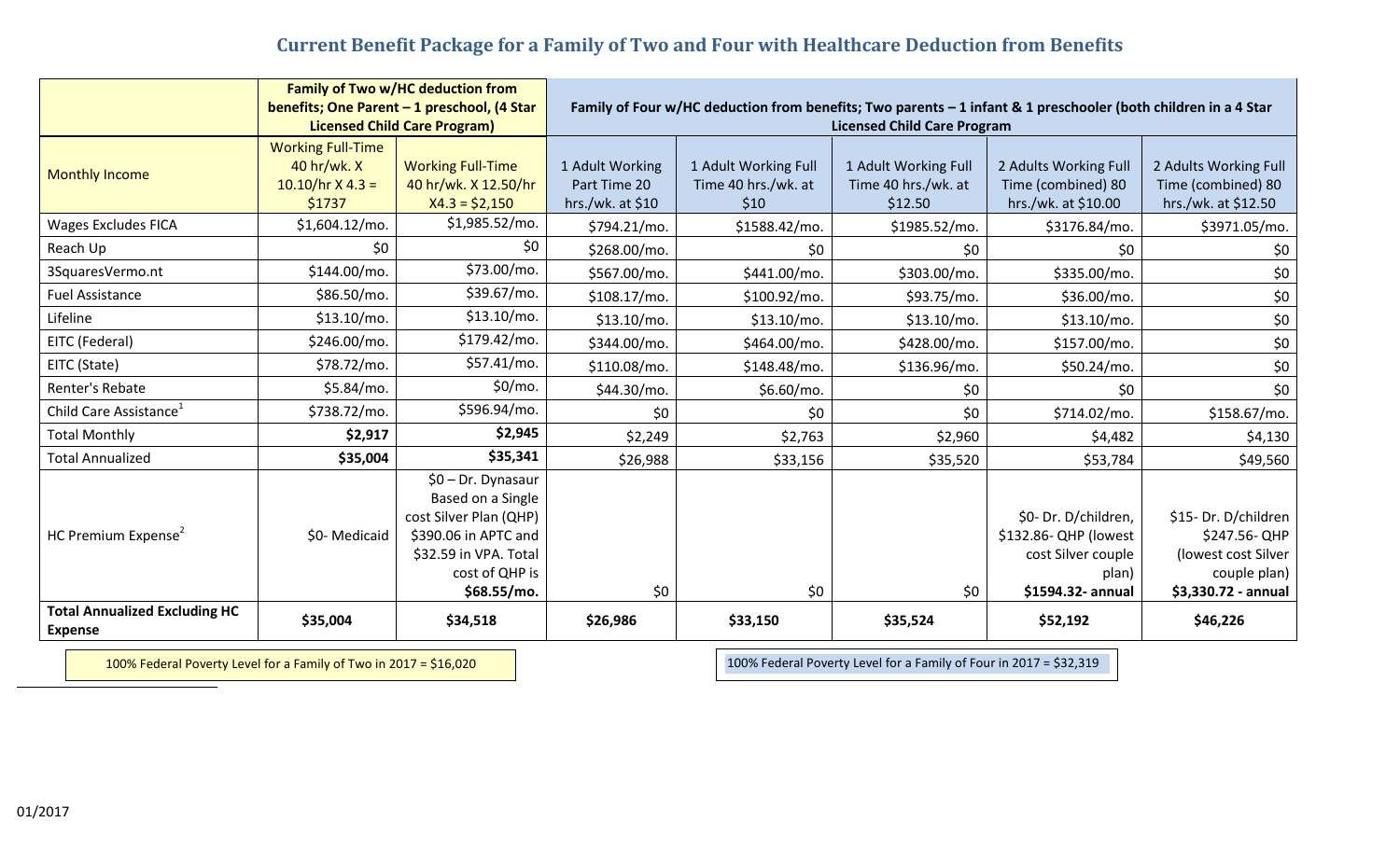## Current Benefit Package for a Family of Two and Four with Healthcare Deduction from Benefits

| | Family of Two w/HC deduction from benefits; One Parent – 1 preschool, (4 Star Licensed Child Care Program) | | Family of Four w/HC deduction from benefits; Two parents – 1 infant & 1 preschooler (both children in a 4 Star Licensed Child Care Program | | | | |
|---|---|---|---|---|---|---|---|
| Monthly Income | Working Full-Time 40 hr/wk. X 10.10/hr X 4.3 = $1737 | Working Full-Time 40 hr/wk. X 12.50/hr X4.3 = $2,150 | 1 Adult Working Part Time 20 hrs./wk. at $10 | 1 Adult Working Full Time 40 hrs./wk. at $10 | 1 Adult Working Full Time 40 hrs./wk. at $12.50 | 2 Adults Working Full Time (combined) 80 hrs./wk. at $10.00 | 2 Adults Working Full Time (combined) 80 hrs./wk. at $12.50 |
| Wages Excludes FICA | $1,604.12/mo. | $1,985.52/mo. | $794.21/mo. | $1588.42/mo. | $1985.52/mo. | $3176.84/mo. | $3971.05/mo. |
| Reach Up | $0 | $0 | $268.00/mo. | $0 | $0 | $0 | $0 |
| 3SquaresVermo.nt | $144.00/mo. | $73.00/mo. | $567.00/mo. | $441.00/mo. | $303.00/mo. | $335.00/mo. | $0 |
| Fuel Assistance | $86.50/mo. | $39.67/mo. | $108.17/mo. | $100.92/mo. | $93.75/mo. | $36.00/mo. | $0 |
| Lifeline | $13.10/mo. | $13.10/mo. | $13.10/mo. | $13.10/mo. | $13.10/mo. | $13.10/mo. | $0 |
| EITC (Federal) | $246.00/mo. | $179.42/mo. | $344.00/mo. | $464.00/mo. | $428.00/mo. | $157.00/mo. | $0 |
| EITC (State) | $78.72/mo. | $57.41/mo. | $110.08/mo. | $148.48/mo. | $136.96/mo. | $50.24/mo. | $0 |
| Renter's Rebate | $5.84/mo. | $0/mo. | $44.30/mo. | $6.60/mo. | $0 | $0 | $0 |
| Child Care Assistance[1] | $738.72/mo. | $596.94/mo. | $0 | $0 | $0 | $714.02/mo. | $158.67/mo. |
| Total Monthly | **$2,917** | **$2,945** | $2,249 | $2,763 | $2,960 | $4,482 | $4,130 |
| Total Annualized | **$35,004** | **$35,341** | $26,988 | $33,156 | $35,520 | $53,784 | $49,560 |
| HC Premium Expense[2] | $0- Medicaid | $0 – Dr. Dynasaur Based on a Single cost Silver Plan (QHP) $390.06 in APTC and $32.59 in VPA. Total cost of QHP is **$68.55/mo.** | $0 | $0 | $0 | $0- Dr. D/children, $132.86- QHP (lowest cost Silver couple plan) **$1594.32- annual** | $15- Dr. D/children $247.56- QHP (lowest cost Silver couple plan) **$3,330.72 - annual** |
| **Total Annualized Excluding HC Expense** | **$35,004** | **$34518** | **$26,986** | **$33,150** | **$35,524** | **$52,192** | **$46,226** |

100% Federal Poverty Level for a Family of Two in 2017 = $16,020

100% Federal Poverty Level for a Family of Four in 2017 = $32,319

01/2017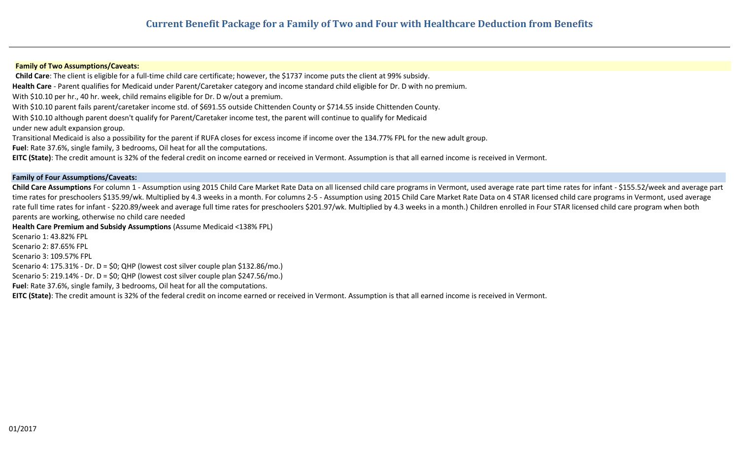# Current Benefit Package for a Family of Two and Four with Healthcare Deduction from Benefits

**Family of Two Assumptions/Caveats:**

**Child Care**: The client is eligible for a full-time child care certificate; however, the $1737 income puts the client at 99% subsidy.

**Health Care** - Parent qualifies for Medicaid under Parent/Caretaker category and income standard child eligible for Dr. D with no premium.

With $10.10 per hr., 40 hr. week, child remains eligible for Dr. D w/out a premium.

With $10.10 parent fails parent/caretaker income std. of $691.55 outside Chittenden County or $714.55 inside Chittenden County.

With $10.10 although parent doesn't qualify for Parent/Caretaker income test, the parent will continue to qualify for Medicaid under new adult expansion group.

Transitional Medicaid is also a possibility for the parent if RUFA closes for excess income if income over the 134.77% FPL for the new adult group.

**Fuel**: Rate 37.6%, single family, 3 bedrooms, Oil heat for all the computations.

**EITC (State)**: The credit amount is 32% of the federal credit on income earned or received in Vermont. Assumption is that all earned income is received in Vermont.

**Family of Four Assumptions/Caveats:**

**Child Care Assumptions** For column 1 - Assumption using 2015 Child Care Market Rate Data on all licensed child care programs in Vermont, used average rate part time rates for infant - $155.52/week and average part time rates for preschoolers $135.99/wk. Multiplied by 4.3 weeks in a month. For columns 2-5 - Assumption using 2015 Child Care Market Rate Data on 4 STAR licensed child care programs in Vermont, used average rate full time rates for infant - $220.89/week and average full time rates for preschoolers $201.97/wk. Multiplied by 4.3 weeks in a month.) Children enrolled in Four STAR licensed child care program when both parents are working, otherwise no child care needed

**Health Care Premium and Subsidy Assumptions** (Assume Medicaid <138% FPL)

Scenario 1: 43.82% FPL

Scenario 2: 87.65% FPL

Scenario 3: 109.57% FPL

Scenario 4: 175.31% - Dr. D = $0; QHP (lowest cost silver couple plan $132.86/mo.)

Scenario 5: 219.14% - Dr. D = $0; QHP (lowest cost silver couple plan $247.56/mo.)

**Fuel**: Rate 37.6%, single family, 3 bedrooms, Oil heat for all the computations.

**EITC (State)**: The credit amount is 32% of the federal credit on income earned or received in Vermont. Assumption is that all earned income is received in Vermont.

01/2017